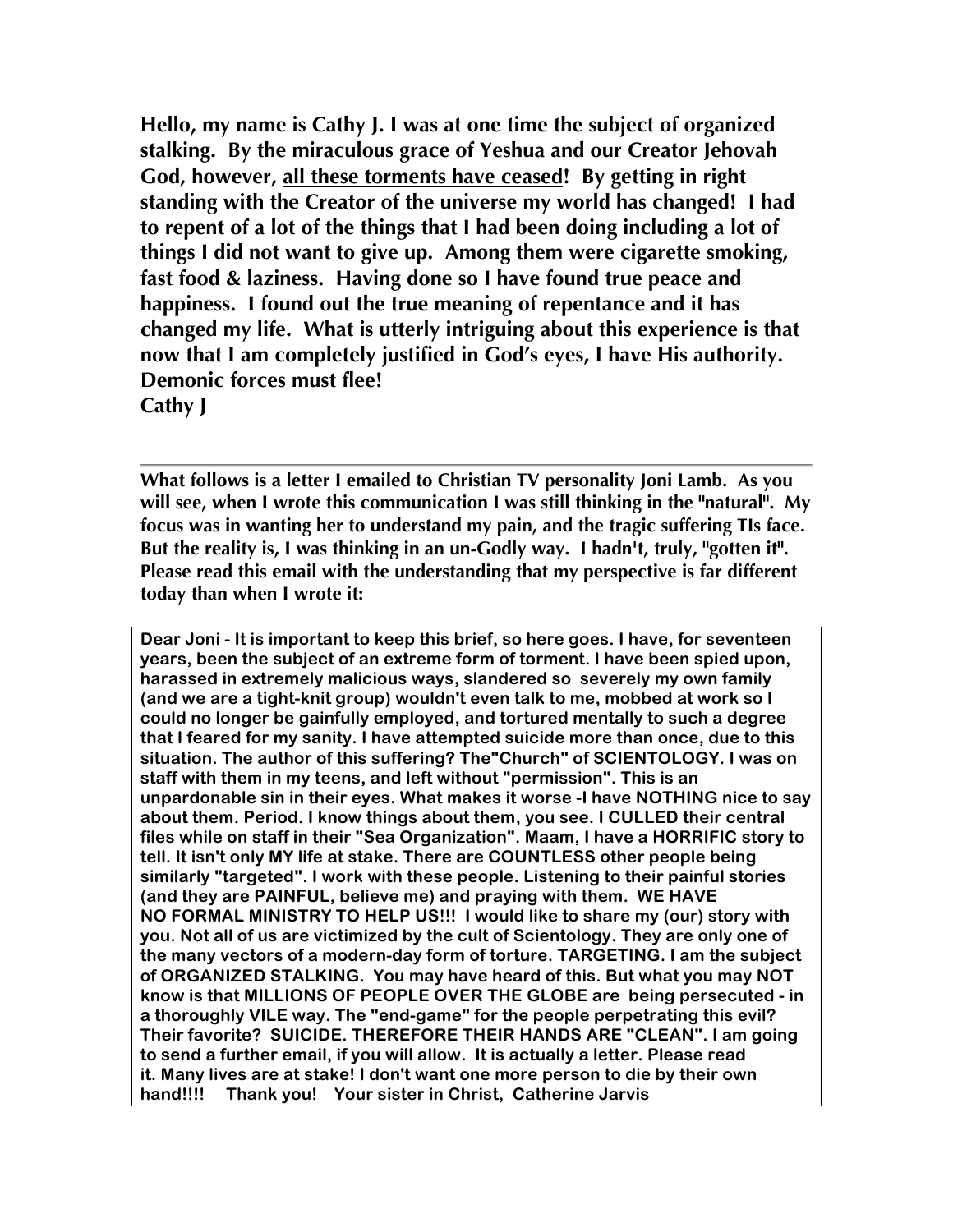**Hello, my name is Cathy J. I was at one time the subject of organized stalking. By the miraculous grace of Yeshua and our Creator Jehovah God, however, <u>all these torments have ceased</u>! By getting in right standing with the Creator of the universe my world has changed! I had to repent of a lot of the things that I had been doing including a lot of things I did not want to give up. Among them were cigarette smoking, fast food & laziness. Having done so I have found true peace and happiness. I found out the true meaning of repentance and it has changed my life. What is utterly intriguing about this experience is that now that I am completely justified in God's eyes, I have His authority. Demonic forces must flee!**
**Cathy J**

---

**What follows is a letter I emailed to Christian TV personality Joni Lamb. As you will see, when I wrote this communication I was still thinking in the "natural". My focus was in wanting her to understand my pain, and the tragic suffering TIs face. But the reality is, I was thinking in an un-Godly way. I hadn't, truly, "gotten it". Please read this email with the understanding that my perspective is far different today than when I wrote it:**

> **Dear Joni - It is important to keep this brief, so here goes. I have, for seventeen years, been the subject of an extreme form of torment. I have been spied upon, harassed in extremely malicious ways, slandered so severely my own family (and we are a tight-knit group) wouldn't even talk to me, mobbed at work so I could no longer be gainfully employed, and tortured mentally to such a degree that I feared for my sanity. I have attempted suicide more than once, due to this situation. The author of this suffering? The"Church" of SCIENTOLOGY. I was on staff with them in my teens, and left without "permission". This is an unpardonable sin in their eyes. What makes it worse -I have NOTHING nice to say about them. Period. I know things about them, you see. I CULLED their central files while on staff in their "Sea Organization". Maam, I have a HORRIFIC story to tell. It isn't only MY life at stake. There are COUNTLESS other people being similarly "targeted". I work with these people. Listening to their painful stories (and they are PAINFUL, believe me) and praying with them. WE HAVE NO FORMAL MINISTRY TO HELP US!!! I would like to share my (our) story with you. Not all of us are victimized by the cult of Scientology. They are only one of the many vectors of a modern-day form of torture. TARGETING. I am the subject of ORGANIZED STALKING. You may have heard of this. But what you may NOT know is that MILLIONS OF PEOPLE OVER THE GLOBE are being persecuted - in a thoroughly VILE way. The "end-game" for the people perpetrating this evil? Their favorite? SUICIDE. THEREFORE THEIR HANDS ARE "CLEAN". I am going to send a further email, if you will allow. It is actually a letter. Please read it. Many lives are at stake! I don't want one more person to die by their own hand!!!! Thank you! Your sister in Christ, Catherine Jarvis**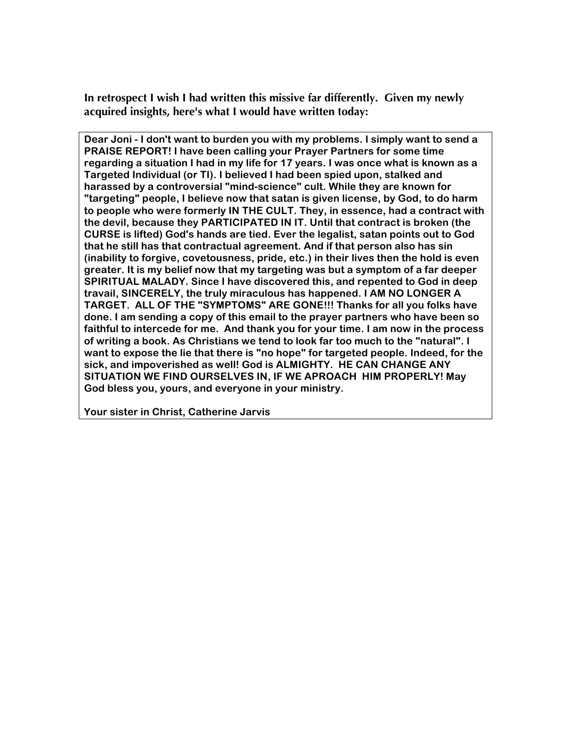**In retrospect I wish I had written this missive far differently. Given my newly acquired insights, here's what I would have written today:**

> **Dear Joni - I don't want to burden you with my problems. I simply want to send a PRAISE REPORT! I have been calling your Prayer Partners for some time regarding a situation I had in my life for 17 years. I was once what is known as a Targeted Individual (or TI). I believed I had been spied upon, stalked and harassed by a controversial "mind-science" cult. While they are known for "targeting" people, I believe now that satan is given license, by God, to do harm to people who were formerly IN THE CULT. They, in essence, had a contract with the devil, because they PARTICIPATED IN IT. Until that contract is broken (the CURSE is lifted) God's hands are tied. Ever the legalist, satan points out to God that he still has that contractual agreement. And if that person also has sin (inability to forgive, covetousness, pride, etc.) in their lives then the hold is even greater. It is my belief now that my targeting was but a symptom of a far deeper SPIRITUAL MALADY. Since I have discovered this, and repented to God in deep travail, SINCERELY, the truly miraculous has happened. I AM NO LONGER A TARGET. ALL OF THE "SYMPTOMS" ARE GONE!!! Thanks for all you folks have done. I am sending a copy of this email to the prayer partners who have been so faithful to intercede for me. And thank you for your time. I am now in the process of writing a book. As Christians we tend to look far too much to the "natural". I want to expose the lie that there is "no hope" for targeted people. Indeed, for the sick, and impoverished as well! God is ALMIGHTY. HE CAN CHANGE ANY SITUATION WE FIND OURSELVES IN, IF WE APROACH HIM PROPERLY! May God bless you, yours, and everyone in your ministry.**
>
> **Your sister in Christ, Catherine Jarvis**